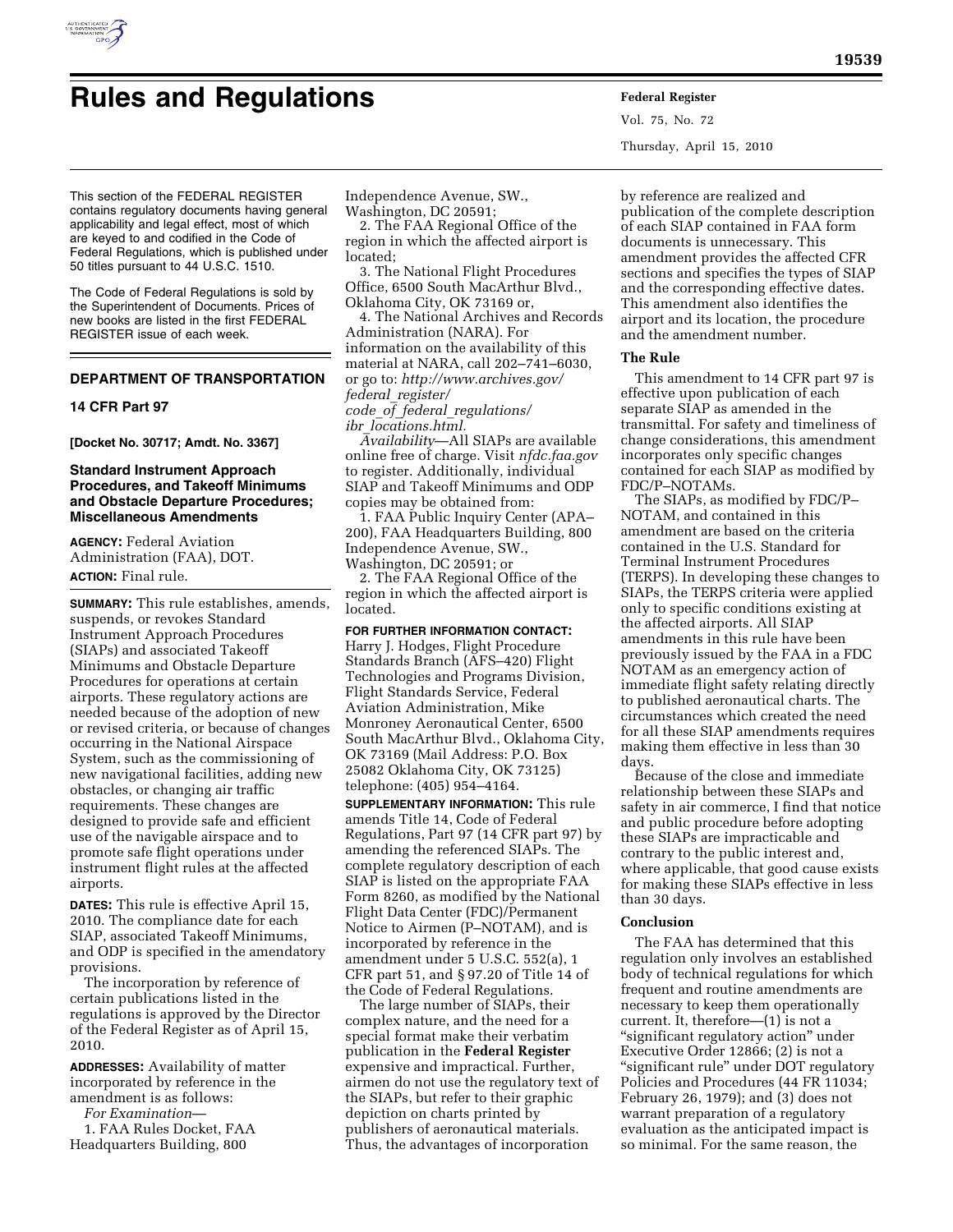# Rules and Regulations

This section of the FEDERAL REGISTER contains regulatory documents having general applicability and legal effect, most of which are keyed to and codified in the Code of Federal Regulations, which is published under 50 titles pursuant to 44 U.S.C. 1510.

The Code of Federal Regulations is sold by the Superintendent of Documents. Prices of new books are listed in the first FEDERAL REGISTER issue of each week.

## DEPARTMENT OF TRANSPORTATION

### 14 CFR Part 97

**[Docket No. 30717; Amdt. No. 3367]**

### Standard Instrument Approach Procedures, and Takeoff Minimums and Obstacle Departure Procedures; Miscellaneous Amendments

**AGENCY:** Federal Aviation Administration (FAA), DOT.

**ACTION:** Final rule.

**SUMMARY:** This rule establishes, amends, suspends, or revokes Standard Instrument Approach Procedures (SIAPs) and associated Takeoff Minimums and Obstacle Departure Procedures for operations at certain airports. These regulatory actions are needed because of the adoption of new or revised criteria, or because of changes occurring in the National Airspace System, such as the commissioning of new navigational facilities, adding new obstacles, or changing air traffic requirements. These changes are designed to provide safe and efficient use of the navigable airspace and to promote safe flight operations under instrument flight rules at the affected airports.

**DATES:** This rule is effective April 15, 2010. The compliance date for each SIAP, associated Takeoff Minimums, and ODP is specified in the amendatory provisions.

The incorporation by reference of certain publications listed in the regulations is approved by the Director of the Federal Register as of April 15, 2010.

**ADDRESSES:** Availability of matter incorporated by reference in the amendment is as follows:

*For Examination*—

1. FAA Rules Docket, FAA Headquarters Building, 800 Independence Avenue, SW., Washington, DC 20591;
2. The FAA Regional Office of the region in which the affected airport is located;
3. The National Flight Procedures Office, 6500 South MacArthur Blvd., Oklahoma City, OK 73169 or,
4. The National Archives and Records Administration (NARA). For information on the availability of this material at NARA, call 202–741–6030, or go to: *http://www.archives.gov/federal_register/code_of_federal_regulations/ibr_locations.html.*

*Availability*—All SIAPs are available online free of charge. Visit *nfdc.faa.gov* to register. Additionally, individual SIAP and Takeoff Minimums and ODP copies may be obtained from:

1. FAA Public Inquiry Center (APA–200), FAA Headquarters Building, 800 Independence Avenue, SW., Washington, DC 20591; or
2. The FAA Regional Office of the region in which the affected airport is located.

**FOR FURTHER INFORMATION CONTACT:** Harry J. Hodges, Flight Procedure Standards Branch (AFS–420) Flight Technologies and Programs Division, Flight Standards Service, Federal Aviation Administration, Mike Monroney Aeronautical Center, 6500 South MacArthur Blvd., Oklahoma City, OK 73169 (Mail Address: P.O. Box 25082 Oklahoma City, OK 73125) telephone: (405) 954–4164.

**SUPPLEMENTARY INFORMATION:** This rule amends Title 14, Code of Federal Regulations, Part 97 (14 CFR part 97) by amending the referenced SIAPs. The complete regulatory description of each SIAP is listed on the appropriate FAA Form 8260, as modified by the National Flight Data Center (FDC)/Permanent Notice to Airmen (P–NOTAM), and is incorporated by reference in the amendment under 5 U.S.C. 552(a), 1 CFR part 51, and § 97.20 of Title 14 of the Code of Federal Regulations.

The large number of SIAPs, their complex nature, and the need for a special format make their verbatim publication in the **Federal Register** expensive and impractical. Further, airmen do not use the regulatory text of the SIAPs, but refer to their graphic depiction on charts printed by publishers of aeronautical materials. Thus, the advantages of incorporation by reference are realized and publication of the complete description of each SIAP contained in FAA form documents is unnecessary. This amendment provides the affected CFR sections and specifies the types of SIAP and the corresponding effective dates. This amendment also identifies the airport and its location, the procedure and the amendment number.

**The Rule**

This amendment to 14 CFR part 97 is effective upon publication of each separate SIAP as amended in the transmittal. For safety and timeliness of change considerations, this amendment incorporates only specific changes contained for each SIAP as modified by FDC/P–NOTAMs.

The SIAPs, as modified by FDC/P–NOTAM, and contained in this amendment are based on the criteria contained in the U.S. Standard for Terminal Instrument Procedures (TERPS). In developing these changes to SIAPs, the TERPS criteria were applied only to specific conditions existing at the affected airports. All SIAP amendments in this rule have been previously issued by the FAA in a FDC NOTAM as an emergency action of immediate flight safety relating directly to published aeronautical charts. The circumstances which created the need for all these SIAP amendments requires making them effective in less than 30 days.

Because of the close and immediate relationship between these SIAPs and safety in air commerce, I find that notice and public procedure before adopting these SIAPs are impracticable and contrary to the public interest and, where applicable, that good cause exists for making these SIAPs effective in less than 30 days.

**Conclusion**

The FAA has determined that this regulation only involves an established body of technical regulations for which frequent and routine amendments are necessary to keep them operationally current. It, therefore—(1) is not a "significant regulatory action" under Executive Order 12866; (2) is not a "significant rule" under DOT regulatory Policies and Procedures (44 FR 11034; February 26, 1979); and (3) does not warrant preparation of a regulatory evaluation as the anticipated impact is so minimal. For the same reason, the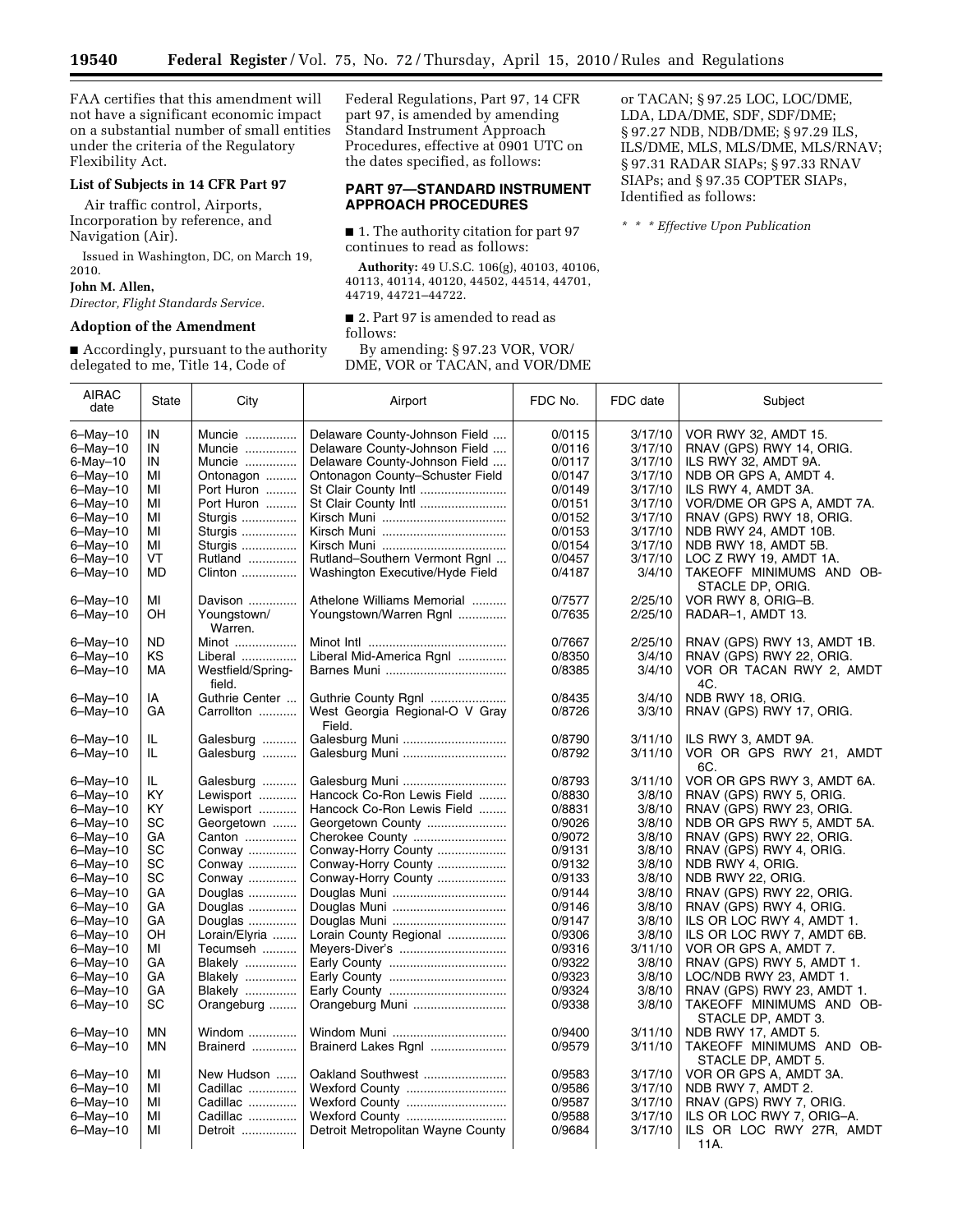FAA certifies that this amendment will not have a significant economic impact on a substantial number of small entities under the criteria of the Regulatory Flexibility Act.

**List of Subjects in 14 CFR Part 97**

Air traffic control, Airports, Incorporation by reference, and Navigation (Air).

Issued in Washington, DC, on March 19, 2010.

**John M. Allen,**

*Director, Flight Standards Service.*

**Adoption of the Amendment**

■ Accordingly, pursuant to the authority delegated to me, Title 14, Code of Federal Regulations, Part 97, 14 CFR part 97, is amended by amending Standard Instrument Approach Procedures, effective at 0901 UTC on the dates specified, as follows:

**PART 97—STANDARD INSTRUMENT APPROACH PROCEDURES**

■ 1. The authority citation for part 97 continues to read as follows:

**Authority:** 49 U.S.C. 106(g), 40103, 40106, 40113, 40114, 40120, 44502, 44514, 44701, 44719, 44721–44722.

■ 2. Part 97 is amended to read as follows:

By amending: § 97.23 VOR, VOR/DME, VOR or TACAN, and VOR/DME or TACAN; § 97.25 LOC, LOC/DME, LDA, LDA/DME, SDF, SDF/DME; § 97.27 NDB, NDB/DME; § 97.29 ILS, ILS/DME, MLS, MLS/DME, MLS/RNAV; § 97.31 RADAR SIAPs; § 97.33 RNAV SIAPs; and § 97.35 COPTER SIAPs, Identified as follows:

*\* \* \* Effective Upon Publication*

| AIRAC date | State | City | Airport | FDC No. | FDC date | Subject |
|---|---|---|---|---|---|---|
| 6–May–10 | IN | Muncie | Delaware County-Johnson Field | 0/0115 | 3/17/10 | VOR RWY 32, AMDT 15. |
| 6–May–10 | IN | Muncie | Delaware County-Johnson Field | 0/0116 | 3/17/10 | RNAV (GPS) RWY 14, ORIG. |
| 6-May–10 | IN | Muncie | Delaware County-Johnson Field | 0/0117 | 3/17/10 | ILS RWY 32, AMDT 9A. |
| 6–May–10 | MI | Ontonagon | Ontonagon County–Schuster Field | 0/0147 | 3/17/10 | NDB OR GPS A, AMDT 4. |
| 6–May–10 | MI | Port Huron | St Clair County Intl | 0/0149 | 3/17/10 | ILS RWY 4, AMDT 3A. |
| 6–May–10 | MI | Port Huron | St Clair County Intl | 0/0151 | 3/17/10 | VOR/DME OR GPS A, AMDT 7A. |
| 6–May–10 | MI | Sturgis | Kirsch Muni | 0/0152 | 3/17/10 | RNAV (GPS) RWY 18, ORIG. |
| 6–May–10 | MI | Sturgis | Kirsch Muni | 0/0153 | 3/17/10 | NDB RWY 24, AMDT 10B. |
| 6–May–10 | MI | Sturgis | Kirsch Muni | 0/0154 | 3/17/10 | NDB RWY 18, AMDT 5B. |
| 6–May–10 | VT | Rutland | Rutland–Southern Vermont Rgnl | 0/0457 | 3/17/10 | LOC Z RWY 19, AMDT 1A. |
| 6–May–10 | MD | Clinton | Washington Executive/Hyde Field | 0/4187 | 3/4/10 | TAKEOFF MINIMUMS AND OBSTACLE DP, ORIG. |
| 6–May–10 | MI | Davison | Athelone Williams Memorial | 0/7577 | 2/25/10 | VOR RWY 8, ORIG–B. |
| 6–May–10 | OH | Youngstown/Warren. | Youngstown/Warren Rgnl | 0/7635 | 2/25/10 | RADAR–1, AMDT 13. |
| 6–May–10 | ND | Minot | Minot Intl | 0/7667 | 2/25/10 | RNAV (GPS) RWY 13, AMDT 1B. |
| 6–May–10 | KS | Liberal | Liberal Mid-America Rgnl | 0/8350 | 3/4/10 | RNAV (GPS) RWY 22, ORIG. |
| 6–May–10 | MA | Westfield/Springfield. | Barnes Muni | 0/8385 | 3/4/10 | VOR OR TACAN RWY 2, AMDT 4C. |
| 6–May–10 | IA | Guthrie Center | Guthrie County Rgnl | 0/8435 | 3/4/10 | NDB RWY 18, ORIG. |
| 6–May–10 | GA | Carrollton | West Georgia Regional-O V Gray Field. | 0/8726 | 3/3/10 | RNAV (GPS) RWY 17, ORIG. |
| 6–May–10 | IL | Galesburg | Galesburg Muni | 0/8790 | 3/11/10 | ILS RWY 3, AMDT 9A. |
| 6–May–10 | IL | Galesburg | Galesburg Muni | 0/8792 | 3/11/10 | VOR OR GPS RWY 21, AMDT 6C. |
| 6–May–10 | IL | Galesburg | Galesburg Muni | 0/8793 | 3/11/10 | VOR OR GPS RWY 3, AMDT 6A. |
| 6–May–10 | KY | Lewisport | Hancock Co-Ron Lewis Field | 0/8830 | 3/8/10 | RNAV (GPS) RWY 5, ORIG. |
| 6–May–10 | KY | Lewisport | Hancock Co-Ron Lewis Field | 0/8831 | 3/8/10 | RNAV (GPS) RWY 23, ORIG. |
| 6–May–10 | SC | Georgetown | Georgetown County | 0/9026 | 3/8/10 | NDB OR GPS RWY 5, AMDT 5A. |
| 6–May–10 | GA | Canton | Cherokee County | 0/9072 | 3/8/10 | RNAV (GPS) RWY 22, ORIG. |
| 6–May–10 | SC | Conway | Conway-Horry County | 0/9131 | 3/8/10 | RNAV (GPS) RWY 4, ORIG. |
| 6–May–10 | SC | Conway | Conway-Horry County | 0/9132 | 3/8/10 | NDB RWY 4, ORIG. |
| 6–May–10 | SC | Conway | Conway-Horry County | 0/9133 | 3/8/10 | NDB RWY 22, ORIG. |
| 6–May–10 | GA | Douglas | Douglas Muni | 0/9144 | 3/8/10 | RNAV (GPS) RWY 22, ORIG. |
| 6–May–10 | GA | Douglas | Douglas Muni | 0/9146 | 3/8/10 | RNAV (GPS) RWY 4, ORIG. |
| 6–May–10 | GA | Douglas | Douglas Muni | 0/9147 | 3/8/10 | ILS OR LOC RWY 4, AMDT 1. |
| 6–May–10 | OH | Lorain/Elyria | Lorain County Regional | 0/9306 | 3/8/10 | ILS OR LOC RWY 7, AMDT 6B. |
| 6–May–10 | MI | Tecumseh | Meyers-Diver's | 0/9316 | 3/11/10 | VOR OR GPS A, AMDT 7. |
| 6–May–10 | GA | Blakely | Early County | 0/9322 | 3/8/10 | RNAV (GPS) RWY 5, AMDT 1. |
| 6–May–10 | GA | Blakely | Early County | 0/9323 | 3/8/10 | LOC/NDB RWY 23, AMDT 1. |
| 6–May–10 | GA | Blakely | Early County | 0/9324 | 3/8/10 | RNAV (GPS) RWY 23, AMDT 1. |
| 6–May–10 | SC | Orangeburg | Orangeburg Muni | 0/9338 | 3/8/10 | TAKEOFF MINIMUMS AND OBSTACLE DP, AMDT 3. |
| 6–May–10 | MN | Windom | Windom Muni | 0/9400 | 3/11/10 | NDB RWY 17, AMDT 5. |
| 6–May–10 | MN | Brainerd | Brainerd Lakes Rgnl | 0/9579 | 3/11/10 | TAKEOFF MINIMUMS AND OBSTACLE DP, AMDT 5. |
| 6–May–10 | MI | New Hudson | Oakland Southwest | 0/9583 | 3/17/10 | VOR OR GPS A, AMDT 3A. |
| 6–May–10 | MI | Cadillac | Wexford County | 0/9586 | 3/17/10 | NDB RWY 7, AMDT 2. |
| 6–May–10 | MI | Cadillac | Wexford County | 0/9587 | 3/17/10 | RNAV (GPS) RWY 7, ORIG. |
| 6–May–10 | MI | Cadillac | Wexford County | 0/9588 | 3/17/10 | ILS OR LOC RWY 7, ORIG–A. |
| 6–May–10 | MI | Detroit | Detroit Metropolitan Wayne County | 0/9684 | 3/17/10 | ILS OR LOC RWY 27R, AMDT 11A. |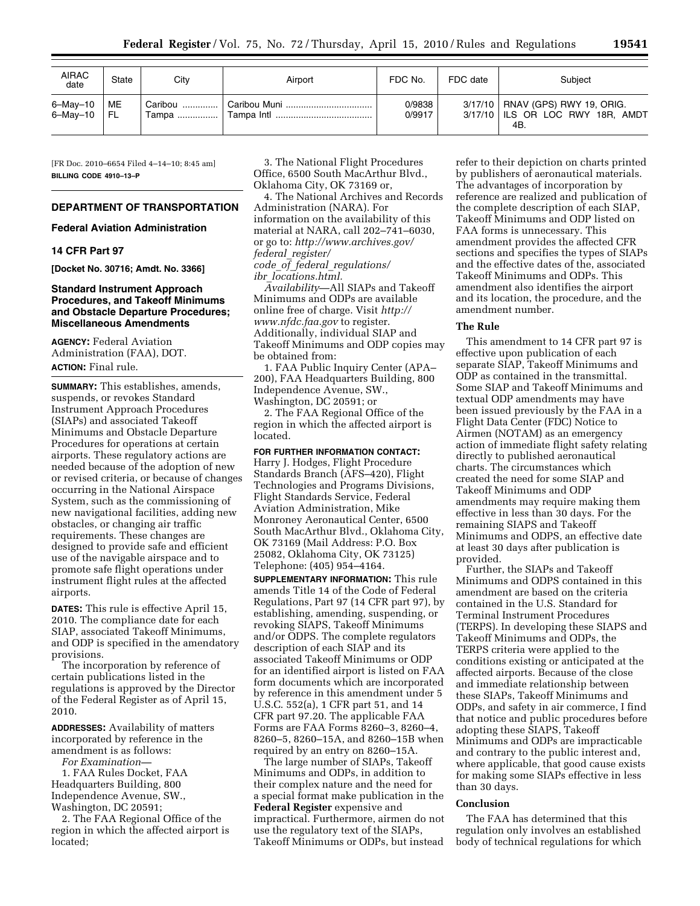| AIRAC date | State | City | Airport | FDC No. | FDC date | Subject |
| --- | --- | --- | --- | --- | --- | --- |
| 6–May–10 | ME | Caribou | Caribou Muni | 0/9838 | 3/17/10 | RNAV (GPS) RWY 19, ORIG. |
| 6–May–10 | FL | Tampa | Tampa Intl | 0/9917 | 3/17/10 | ILS OR LOC RWY 18R, AMDT 4B. |

[FR Doc. 2010–6654 Filed 4–14–10; 8:45 am]

**BILLING CODE 4910–13–P**

## DEPARTMENT OF TRANSPORTATION

### Federal Aviation Administration

### 14 CFR Part 97

**[Docket No. 30716; Amdt. No. 3366]**

### Standard Instrument Approach Procedures, and Takeoff Minimums and Obstacle Departure Procedures; Miscellaneous Amendments

**AGENCY:** Federal Aviation Administration (FAA), DOT.

**ACTION:** Final rule.

**SUMMARY:** This establishes, amends, suspends, or revokes Standard Instrument Approach Procedures (SIAPs) and associated Takeoff Minimums and Obstacle Departure Procedures for operations at certain airports. These regulatory actions are needed because of the adoption of new or revised criteria, or because of changes occurring in the National Airspace System, such as the commissioning of new navigational facilities, adding new obstacles, or changing air traffic requirements. These changes are designed to provide safe and efficient use of the navigable airspace and to promote safe flight operations under instrument flight rules at the affected airports.

**DATES:** This rule is effective April 15, 2010. The compliance date for each SIAP, associated Takeoff Minimums, and ODP is specified in the amendatory provisions.

The incorporation by reference of certain publications listed in the regulations is approved by the Director of the Federal Register as of April 15, 2010.

**ADDRESSES:** Availability of matters incorporated by reference in the amendment is as follows:

*For Examination*—

1. FAA Rules Docket, FAA Headquarters Building, 800 Independence Avenue, SW., Washington, DC 20591;

2. The FAA Regional Office of the region in which the affected airport is located;

3. The National Flight Procedures Office, 6500 South MacArthur Blvd., Oklahoma City, OK 73169 or,

4. The National Archives and Records Administration (NARA). For information on the availability of this material at NARA, call 202–741–6030, or go to: *http://www.archives.gov/federal_register/code_of_federal_regulations/ibr_locations.html.*

*Availability*—All SIAPs and Takeoff Minimums and ODPs are available online free of charge. Visit *http://www.nfdc.faa.gov* to register. Additionally, individual SIAP and Takeoff Minimums and ODP copies may be obtained from:

1. FAA Public Inquiry Center (APA–200), FAA Headquarters Building, 800 Independence Avenue, SW., Washington, DC 20591; or

2. The FAA Regional Office of the region in which the affected airport is located.

**FOR FURTHER INFORMATION CONTACT:** Harry J. Hodges, Flight Procedure Standards Branch (AFS–420), Flight Technologies and Programs Divisions, Flight Standards Service, Federal Aviation Administration, Mike Monroney Aeronautical Center, 6500 South MacArthur Blvd., Oklahoma City, OK 73169 (Mail Address: P.O. Box 25082, Oklahoma City, OK 73125) Telephone: (405) 954–4164.

**SUPPLEMENTARY INFORMATION:** This rule amends Title 14 of the Code of Federal Regulations, Part 97 (14 CFR part 97), by establishing, amending, suspending, or revoking SIAPS, Takeoff Minimums and/or ODPS. The complete regulators description of each SIAP and its associated Takeoff Minimums or ODP for an identified airport is listed on FAA form documents which are incorporated by reference in this amendment under 5 U.S.C. 552(a), 1 CFR part 51, and 14 CFR part 97.20. The applicable FAA Forms are FAA Forms 8260–3, 8260–4, 8260–5, 8260–15A, and 8260–15B when required by an entry on 8260–15A.

The large number of SIAPs, Takeoff Minimums and ODPs, in addition to their complex nature and the need for a special format make publication in the **Federal Register** expensive and impractical. Furthermore, airmen do not use the regulatory text of the SIAPs, Takeoff Minimums or ODPs, but instead refer to their depiction on charts printed by publishers of aeronautical materials. The advantages of incorporation by reference are realized and publication of the complete description of each SIAP, Takeoff Minimums and ODP listed on FAA forms is unnecessary. This amendment provides the affected CFR sections and specifies the types of SIAPs and the effective dates of the, associated Takeoff Minimums and ODPs. This amendment also identifies the airport and its location, the procedure, and the amendment number.

#### The Rule

This amendment to 14 CFR part 97 is effective upon publication of each separate SIAP, Takeoff Minimums and ODP as contained in the transmittal. Some SIAP and Takeoff Minimums and textual ODP amendments may have been issued previously by the FAA in a Flight Data Center (FDC) Notice to Airmen (NOTAM) as an emergency action of immediate flight safety relating directly to published aeronautical charts. The circumstances which created the need for some SIAP and Takeoff Minimums and ODP amendments may require making them effective in less than 30 days. For the remaining SIAPS and Takeoff Minimums and ODPS, an effective date at least 30 days after publication is provided.

Further, the SIAPs and Takeoff Minimums and ODPS contained in this amendment are based on the criteria contained in the U.S. Standard for Terminal Instrument Procedures (TERPS). In developing these SIAPS and Takeoff Minimums and ODPs, the TERPS criteria were applied to the conditions existing or anticipated at the affected airports. Because of the close and immediate relationship between these SIAPs, Takeoff Minimums and ODPs, and safety in air commerce, I find that notice and public procedures before adopting these SIAPS, Takeoff Minimums and ODPs are impracticable and contrary to the public interest and, where applicable, that good cause exists for making some SIAPs effective in less than 30 days.

#### Conclusion

The FAA has determined that this regulation only involves an established body of technical regulations for which